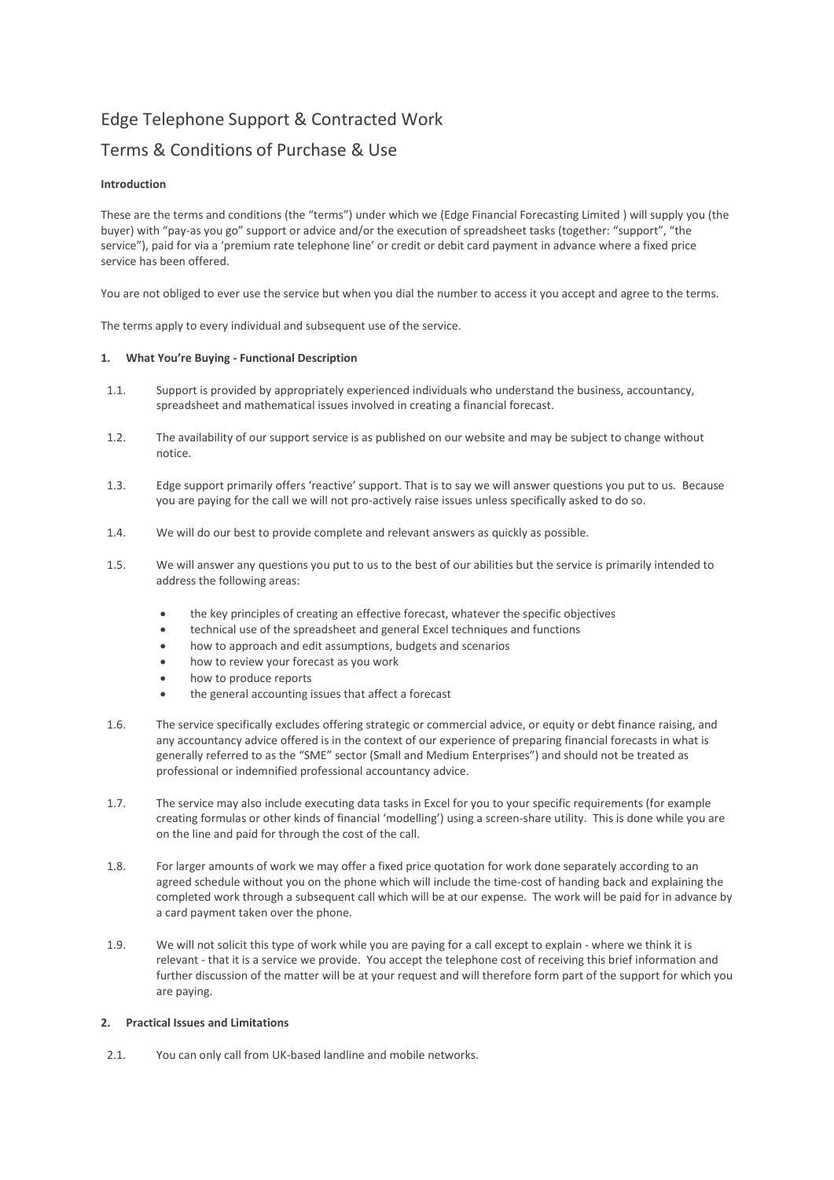# Edge Telephone Support & Contracted Work

# Terms & Conditions of Purchase & Use

**Introduction**

These are the terms and conditions (the "terms") under which we (Edge Financial Forecasting Limited ) will supply you (the buyer) with "pay-as you go" support or advice and/or the execution of spreadsheet tasks (together: "support", "the service"), paid for via a 'premium rate telephone line' or credit or debit card payment in advance where a fixed price service has been offered.

You are not obliged to ever use the service but when you dial the number to access it you accept and agree to the terms.

The terms apply to every individual and subsequent use of the service.

**1. What You're Buying - Functional Description**

1.1. Support is provided by appropriately experienced individuals who understand the business, accountancy, spreadsheet and mathematical issues involved in creating a financial forecast.

1.2. The availability of our support service is as published on our website and may be subject to change without notice.

1.3. Edge support primarily offers 'reactive' support. That is to say we will answer questions you put to us. Because you are paying for the call we will not pro-actively raise issues unless specifically asked to do so.

1.4. We will do our best to provide complete and relevant answers as quickly as possible.

1.5. We will answer any questions you put to us to the best of our abilities but the service is primarily intended to address the following areas:

- the key principles of creating an effective forecast, whatever the specific objectives
- technical use of the spreadsheet and general Excel techniques and functions
- how to approach and edit assumptions, budgets and scenarios
- how to review your forecast as you work
- how to produce reports
- the general accounting issues that affect a forecast

1.6. The service specifically excludes offering strategic or commercial advice, or equity or debt finance raising, and any accountancy advice offered is in the context of our experience of preparing financial forecasts in what is generally referred to as the "SME" sector (Small and Medium Enterprises") and should not be treated as professional or indemnified professional accountancy advice.

1.7. The service may also include executing data tasks in Excel for you to your specific requirements (for example creating formulas or other kinds of financial 'modelling') using a screen-share utility. This is done while you are on the line and paid for through the cost of the call.

1.8. For larger amounts of work we may offer a fixed price quotation for work done separately according to an agreed schedule without you on the phone which will include the time-cost of handing back and explaining the completed work through a subsequent call which will be at our expense. The work will be paid for in advance by a card payment taken over the phone.

1.9. We will not solicit this type of work while you are paying for a call except to explain - where we think it is relevant - that it is a service we provide. You accept the telephone cost of receiving this brief information and further discussion of the matter will be at your request and will therefore form part of the support for which you are paying.

**2. Practical Issues and Limitations**

2.1. You can only call from UK-based landline and mobile networks.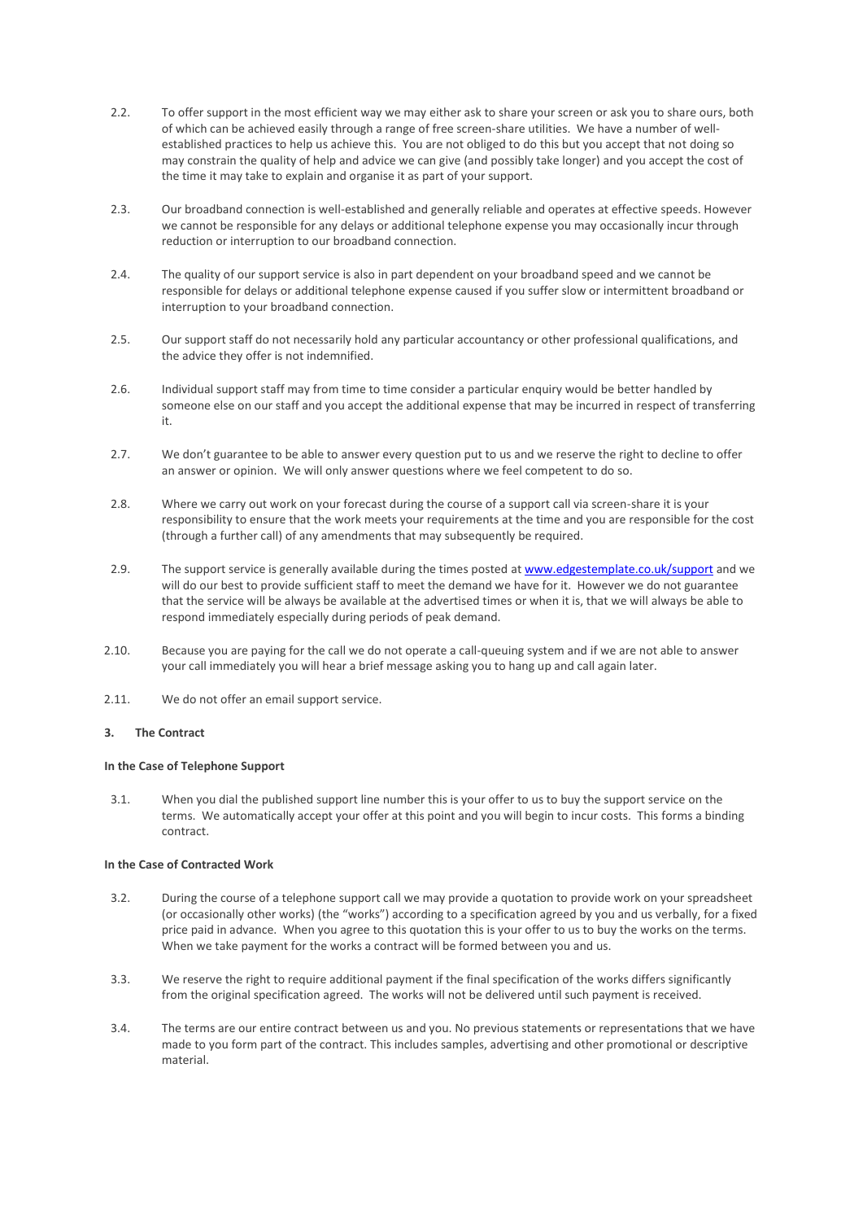2.2. To offer support in the most efficient way we may either ask to share your screen or ask you to share ours, both of which can be achieved easily through a range of free screen-share utilities. We have a number of well-established practices to help us achieve this. You are not obliged to do this but you accept that not doing so may constrain the quality of help and advice we can give (and possibly take longer) and you accept the cost of the time it may take to explain and organise it as part of your support.

2.3. Our broadband connection is well-established and generally reliable and operates at effective speeds. However we cannot be responsible for any delays or additional telephone expense you may occasionally incur through reduction or interruption to our broadband connection.

2.4. The quality of our support service is also in part dependent on your broadband speed and we cannot be responsible for delays or additional telephone expense caused if you suffer slow or intermittent broadband or interruption to your broadband connection.

2.5. Our support staff do not necessarily hold any particular accountancy or other professional qualifications, and the advice they offer is not indemnified.

2.6. Individual support staff may from time to time consider a particular enquiry would be better handled by someone else on our staff and you accept the additional expense that may be incurred in respect of transferring it.

2.7. We don't guarantee to be able to answer every question put to us and we reserve the right to decline to offer an answer or opinion. We will only answer questions where we feel competent to do so.

2.8. Where we carry out work on your forecast during the course of a support call via screen-share it is your responsibility to ensure that the work meets your requirements at the time and you are responsible for the cost (through a further call) of any amendments that may subsequently be required.

2.9. The support service is generally available during the times posted at [www.edgestemplate.co.uk/support](http://www.edgestemplate.co.uk/support) and we will do our best to provide sufficient staff to meet the demand we have for it. However we do not guarantee that the service will be always be available at the advertised times or when it is, that we will always be able to respond immediately especially during periods of peak demand.

2.10. Because you are paying for the call we do not operate a call-queuing system and if we are not able to answer your call immediately you will hear a brief message asking you to hang up and call again later.

2.11. We do not offer an email support service.

### 3. The Contract

**In the Case of Telephone Support**

3.1. When you dial the published support line number this is your offer to us to buy the support service on the terms. We automatically accept your offer at this point and you will begin to incur costs. This forms a binding contract.

**In the Case of Contracted Work**

3.2. During the course of a telephone support call we may provide a quotation to provide work on your spreadsheet (or occasionally other works) (the "works") according to a specification agreed by you and us verbally, for a fixed price paid in advance. When you agree to this quotation this is your offer to us to buy the works on the terms. When we take payment for the works a contract will be formed between you and us.

3.3. We reserve the right to require additional payment if the final specification of the works differs significantly from the original specification agreed. The works will not be delivered until such payment is received.

3.4. The terms are our entire contract between us and you. No previous statements or representations that we have made to you form part of the contract. This includes samples, advertising and other promotional or descriptive material.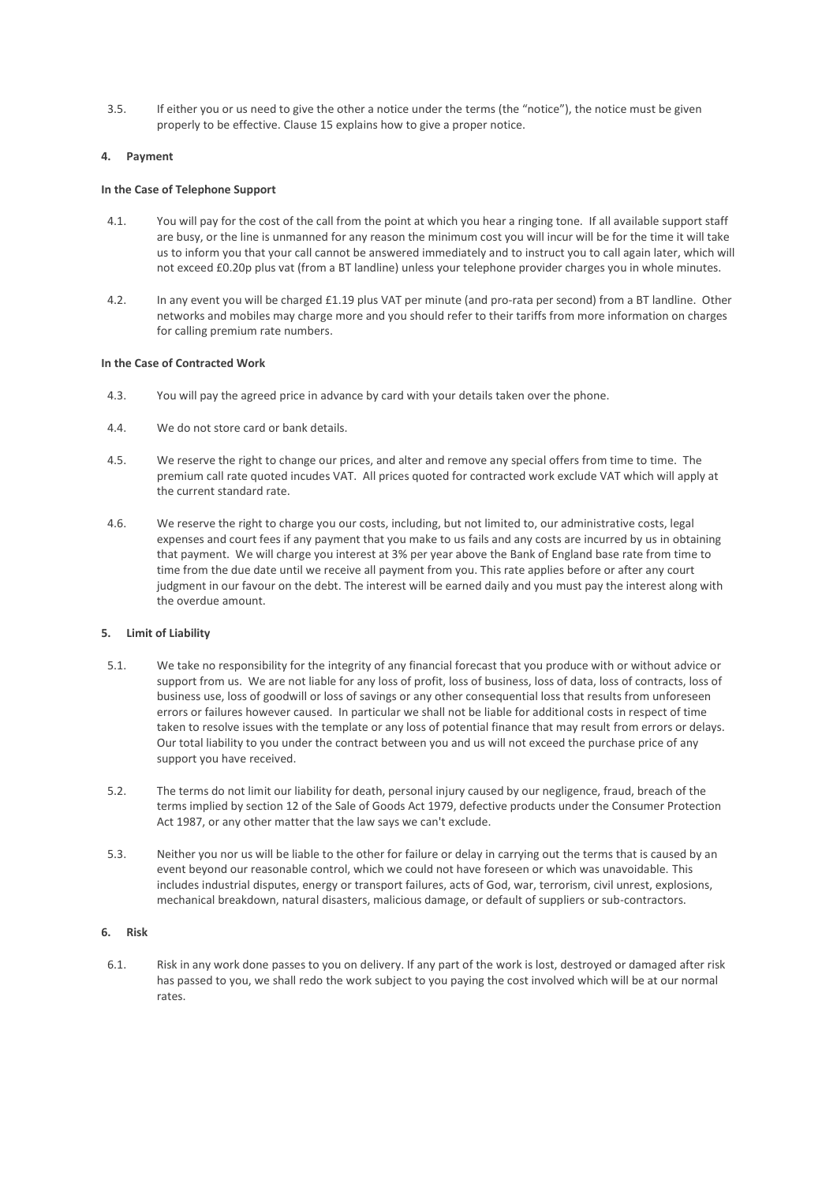3.5. If either you or us need to give the other a notice under the terms (the "notice"), the notice must be given properly to be effective. Clause 15 explains how to give a proper notice.

## 4. Payment

**In the Case of Telephone Support**

4.1. You will pay for the cost of the call from the point at which you hear a ringing tone. If all available support staff are busy, or the line is unmanned for any reason the minimum cost you will incur will be for the time it will take us to inform you that your call cannot be answered immediately and to instruct you to call again later, which will not exceed £0.20p plus vat (from a BT landline) unless your telephone provider charges you in whole minutes.

4.2. In any event you will be charged £1.19 plus VAT per minute (and pro-rata per second) from a BT landline. Other networks and mobiles may charge more and you should refer to their tariffs from more information on charges for calling premium rate numbers.

**In the Case of Contracted Work**

4.3. You will pay the agreed price in advance by card with your details taken over the phone.

4.4. We do not store card or bank details.

4.5. We reserve the right to change our prices, and alter and remove any special offers from time to time. The premium call rate quoted incudes VAT. All prices quoted for contracted work exclude VAT which will apply at the current standard rate.

4.6. We reserve the right to charge you our costs, including, but not limited to, our administrative costs, legal expenses and court fees if any payment that you make to us fails and any costs are incurred by us in obtaining that payment. We will charge you interest at 3% per year above the Bank of England base rate from time to time from the due date until we receive all payment from you. This rate applies before or after any court judgment in our favour on the debt. The interest will be earned daily and you must pay the interest along with the overdue amount.

## 5. Limit of Liability

5.1. We take no responsibility for the integrity of any financial forecast that you produce with or without advice or support from us. We are not liable for any loss of profit, loss of business, loss of data, loss of contracts, loss of business use, loss of goodwill or loss of savings or any other consequential loss that results from unforeseen errors or failures however caused. In particular we shall not be liable for additional costs in respect of time taken to resolve issues with the template or any loss of potential finance that may result from errors or delays. Our total liability to you under the contract between you and us will not exceed the purchase price of any support you have received.

5.2. The terms do not limit our liability for death, personal injury caused by our negligence, fraud, breach of the terms implied by section 12 of the Sale of Goods Act 1979, defective products under the Consumer Protection Act 1987, or any other matter that the law says we can't exclude.

5.3. Neither you nor us will be liable to the other for failure or delay in carrying out the terms that is caused by an event beyond our reasonable control, which we could not have foreseen or which was unavoidable. This includes industrial disputes, energy or transport failures, acts of God, war, terrorism, civil unrest, explosions, mechanical breakdown, natural disasters, malicious damage, or default of suppliers or sub-contractors.

## 6. Risk

6.1. Risk in any work done passes to you on delivery. If any part of the work is lost, destroyed or damaged after risk has passed to you, we shall redo the work subject to you paying the cost involved which will be at our normal rates.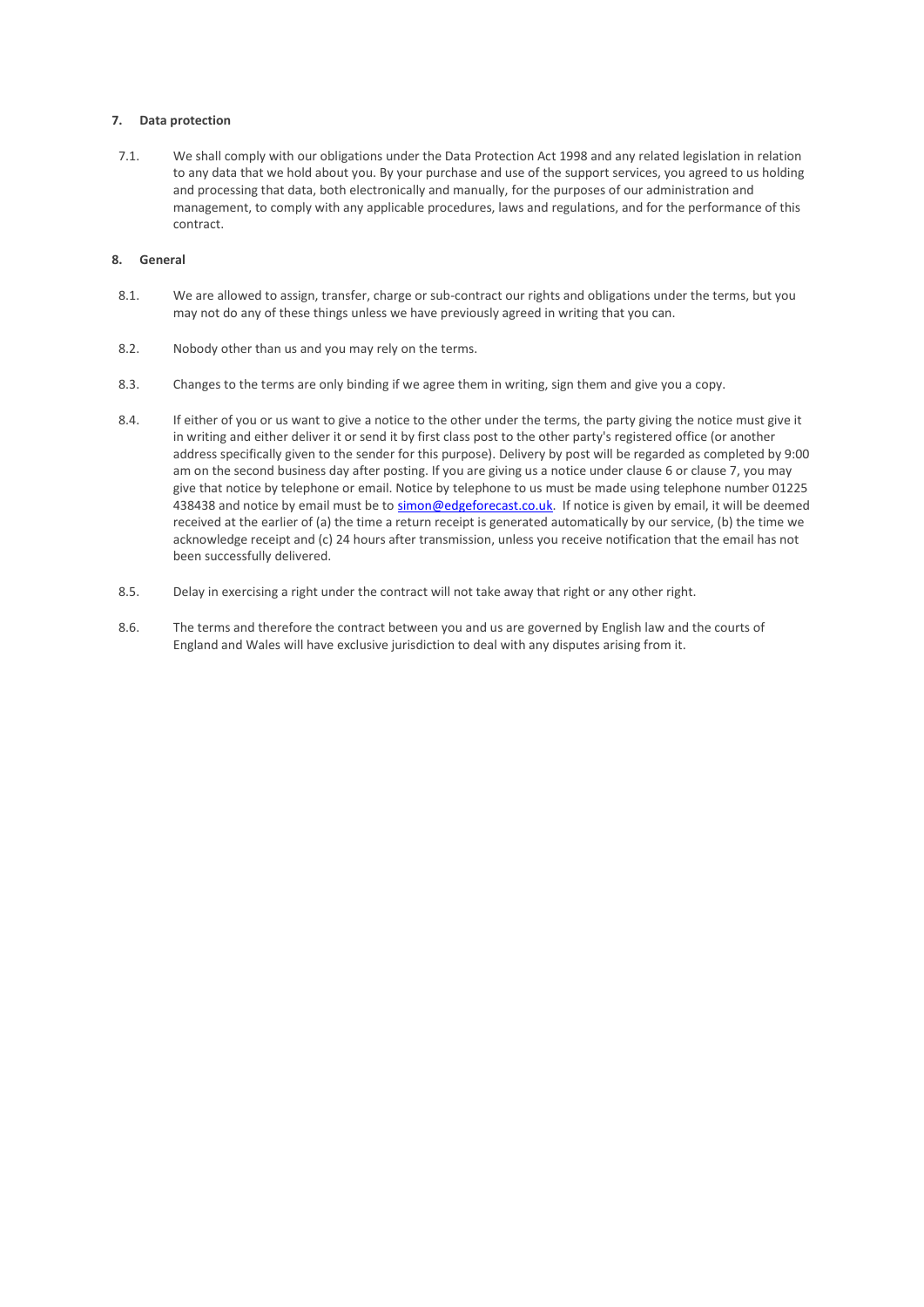## 7. Data protection

7.1. We shall comply with our obligations under the Data Protection Act 1998 and any related legislation in relation to any data that we hold about you. By your purchase and use of the support services, you agreed to us holding and processing that data, both electronically and manually, for the purposes of our administration and management, to comply with any applicable procedures, laws and regulations, and for the performance of this contract.

## 8. General

8.1. We are allowed to assign, transfer, charge or sub-contract our rights and obligations under the terms, but you may not do any of these things unless we have previously agreed in writing that you can.

8.2. Nobody other than us and you may rely on the terms.

8.3. Changes to the terms are only binding if we agree them in writing, sign them and give you a copy.

8.4. If either of you or us want to give a notice to the other under the terms, the party giving the notice must give it in writing and either deliver it or send it by first class post to the other party's registered office (or another address specifically given to the sender for this purpose). Delivery by post will be regarded as completed by 9:00 am on the second business day after posting. If you are giving us a notice under clause 6 or clause 7, you may give that notice by telephone or email. Notice by telephone to us must be made using telephone number 01225 438438 and notice by email must be to simon@edgeforecast.co.uk. If notice is given by email, it will be deemed received at the earlier of (a) the time a return receipt is generated automatically by our service, (b) the time we acknowledge receipt and (c) 24 hours after transmission, unless you receive notification that the email has not been successfully delivered.

8.5. Delay in exercising a right under the contract will not take away that right or any other right.

8.6. The terms and therefore the contract between you and us are governed by English law and the courts of England and Wales will have exclusive jurisdiction to deal with any disputes arising from it.